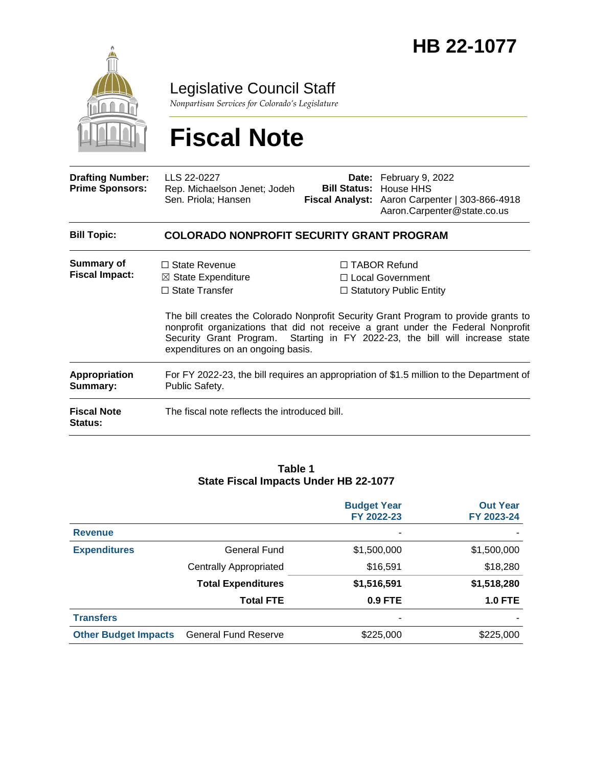# HB 22-1077

## Legislative Council Staff

*Nonpartisan Services for Colorado's Legislature*

# Fiscal Note

| | | | |
|---|---|---|---|
| **Drafting Number:** | LLS 22-0227 | **Date:** | February 9, 2022 |
| **Prime Sponsors:** | Rep. Michaelson Jenet; Jodeh<br>Sen. Priola; Hansen | **Bill Status:** | House HHS |
| | | **Fiscal Analyst:** | Aaron Carpenter \| 303-866-4918<br>Aaron.Carpenter@state.co.us |

**Bill Topic:** **COLORADO NONPROFIT SECURITY GRANT PROGRAM**

**Summary of Fiscal Impact:**

☐ State Revenue
☒ State Expenditure
☐ State Transfer
☐ TABOR Refund
☐ Local Government
☐ Statutory Public Entity

The bill creates the Colorado Nonprofit Security Grant Program to provide grants to nonprofit organizations that did not receive a grant under the Federal Nonprofit Security Grant Program. Starting in FY 2022-23, the bill will increase state expenditures on an ongoing basis.

**Appropriation Summary:** For FY 2022-23, the bill requires an appropriation of $1.5 million to the Department of Public Safety.

**Fiscal Note Status:** The fiscal note reflects the introduced bill.

**Table 1**
**State Fiscal Impacts Under HB 22-1077**

| | | Budget Year FY 2022-23 | Out Year FY 2023-24 |
|---|---|---|---|
| **Revenue** | | - | - |
| **Expenditures** | General Fund | $1,500,000 | $1,500,000 |
| | Centrally Appropriated | $16,591 | $18,280 |
| | **Total Expenditures** | **$1,516,591** | **$1,518,280** |
| | **Total FTE** | **0.9 FTE** | **1.0 FTE** |
| **Transfers** | | - | - |
| **Other Budget Impacts** | General Fund Reserve | $225,000 | $225,000 |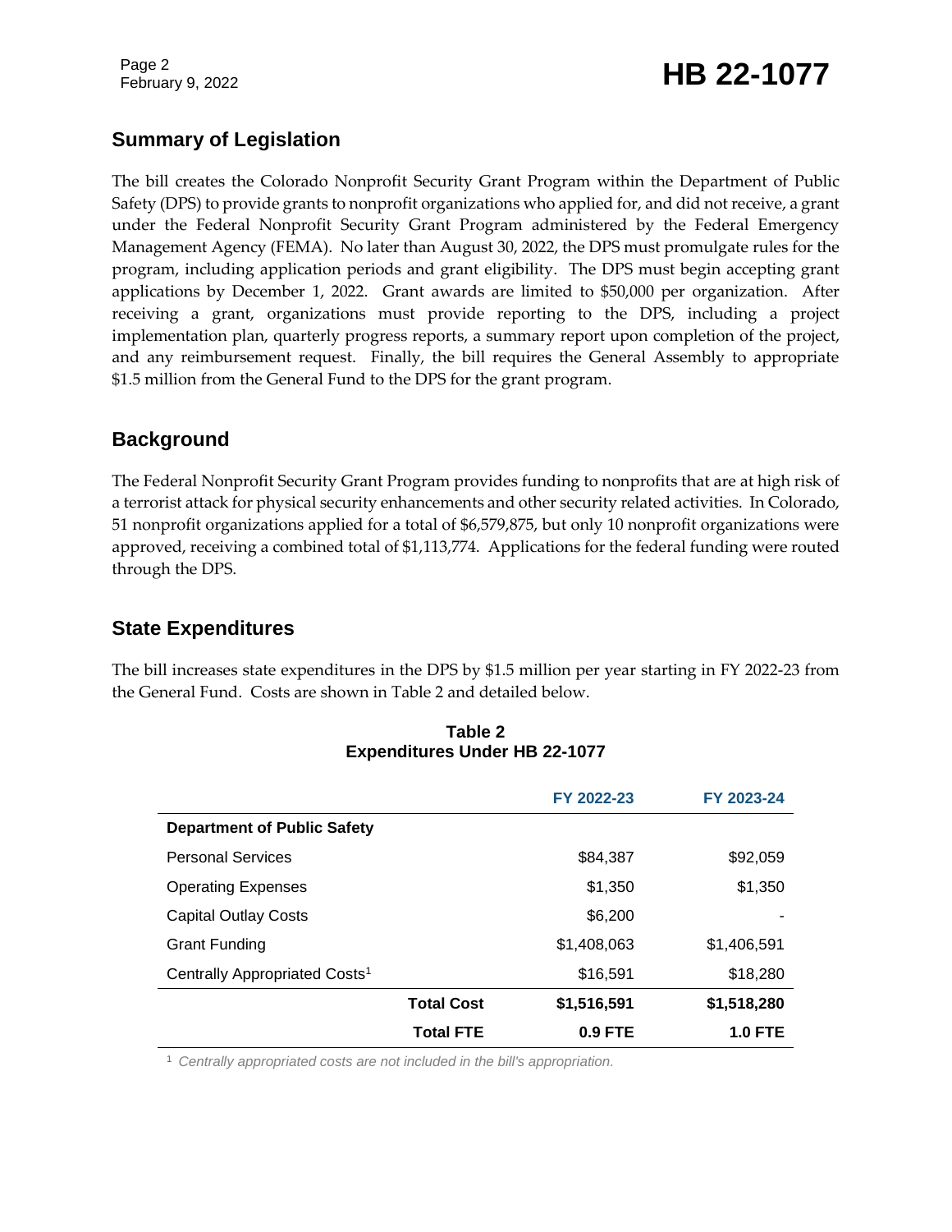## Summary of Legislation

The bill creates the Colorado Nonprofit Security Grant Program within the Department of Public Safety (DPS) to provide grants to nonprofit organizations who applied for, and did not receive, a grant under the Federal Nonprofit Security Grant Program administered by the Federal Emergency Management Agency (FEMA). No later than August 30, 2022, the DPS must promulgate rules for the program, including application periods and grant eligibility. The DPS must begin accepting grant applications by December 1, 2022. Grant awards are limited to $50,000 per organization. After receiving a grant, organizations must provide reporting to the DPS, including a project implementation plan, quarterly progress reports, a summary report upon completion of the project, and any reimbursement request. Finally, the bill requires the General Assembly to appropriate $1.5 million from the General Fund to the DPS for the grant program.

## Background

The Federal Nonprofit Security Grant Program provides funding to nonprofits that are at high risk of a terrorist attack for physical security enhancements and other security related activities. In Colorado, 51 nonprofit organizations applied for a total of $6,579,875, but only 10 nonprofit organizations were approved, receiving a combined total of $1,113,774. Applications for the federal funding were routed through the DPS.

## State Expenditures

The bill increases state expenditures in the DPS by $1.5 million per year starting in FY 2022-23 from the General Fund. Costs are shown in Table 2 and detailed below.

**Table 2**
**Expenditures Under HB 22-1077**

| | FY 2022-23 | FY 2023-24 |
|---|---|---|
| **Department of Public Safety** | | |
| Personal Services | $84,387 | $92,059 |
| Operating Expenses | $1,350 | $1,350 |
| Capital Outlay Costs | $6,200 | - |
| Grant Funding | $1,408,063 | $1,406,591 |
| Centrally Appropriated Costs[1] | $16,591 | $18,280 |
| **Total Cost** | **$1,516,591** | **$1,518,280** |
| **Total FTE** | **0.9 FTE** | **1.0 FTE** |

[1] *Centrally appropriated costs are not included in the bill's appropriation.*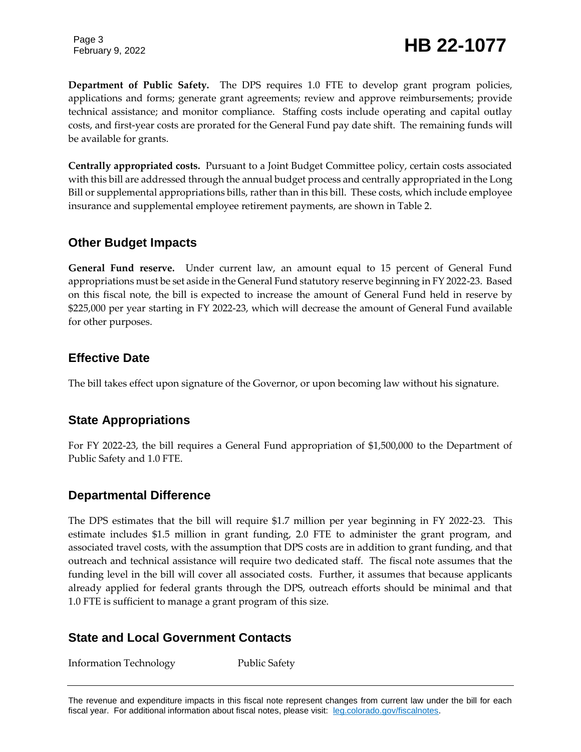**Department of Public Safety.** The DPS requires 1.0 FTE to develop grant program policies, applications and forms; generate grant agreements; review and approve reimbursements; provide technical assistance; and monitor compliance. Staffing costs include operating and capital outlay costs, and first-year costs are prorated for the General Fund pay date shift. The remaining funds will be available for grants.

**Centrally appropriated costs.** Pursuant to a Joint Budget Committee policy, certain costs associated with this bill are addressed through the annual budget process and centrally appropriated in the Long Bill or supplemental appropriations bills, rather than in this bill. These costs, which include employee insurance and supplemental employee retirement payments, are shown in Table 2.

## Other Budget Impacts

**General Fund reserve.** Under current law, an amount equal to 15 percent of General Fund appropriations must be set aside in the General Fund statutory reserve beginning in FY 2022-23. Based on this fiscal note, the bill is expected to increase the amount of General Fund held in reserve by $225,000 per year starting in FY 2022-23, which will decrease the amount of General Fund available for other purposes.

## Effective Date

The bill takes effect upon signature of the Governor, or upon becoming law without his signature.

## State Appropriations

For FY 2022-23, the bill requires a General Fund appropriation of $1,500,000 to the Department of Public Safety and 1.0 FTE.

## Departmental Difference

The DPS estimates that the bill will require $1.7 million per year beginning in FY 2022-23. This estimate includes $1.5 million in grant funding, 2.0 FTE to administer the grant program, and associated travel costs, with the assumption that DPS costs are in addition to grant funding, and that outreach and technical assistance will require two dedicated staff. The fiscal note assumes that the funding level in the bill will cover all associated costs. Further, it assumes that because applicants already applied for federal grants through the DPS, outreach efforts should be minimal and that 1.0 FTE is sufficient to manage a grant program of this size.

## State and Local Government Contacts

Information Technology Public Safety

The revenue and expenditure impacts in this fiscal note represent changes from current law under the bill for each fiscal year. For additional information about fiscal notes, please visit: [leg.colorado.gov/fiscalnotes](leg.colorado.gov/fiscalnotes).